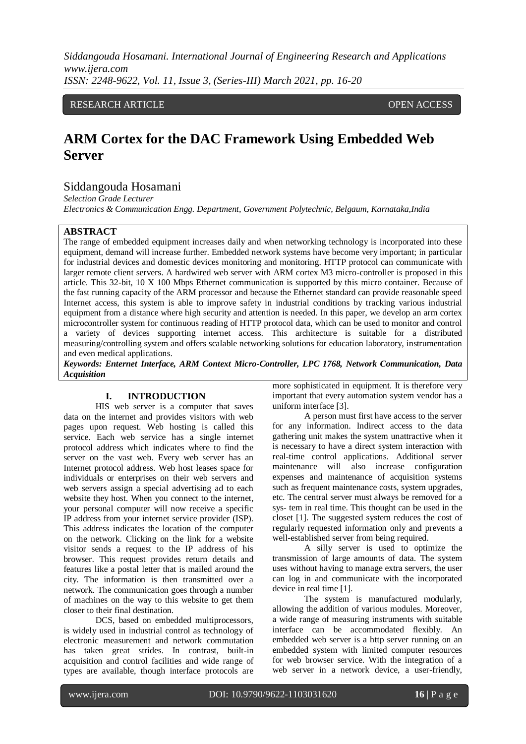RESEARCH ARTICLE OPEN ACCESS

# ARM Cortex for the DAC Framework Using Embedded Web Server

Siddangouda Hosamani

*Selection Grade Lecturer*

*Electronics & Communication Engg. Department, Government Polytechnic, Belgaum, Karnataka,India*

## ABSTRACT

The range of embedded equipment increases daily and when networking technology is incorporated into these equipment, demand will increase further. Embedded network systems have become very important; in particular for industrial devices and domestic devices monitoring and monitoring. HTTP protocol can communicate with larger remote client servers. A hardwired web server with ARM cortex M3 micro-controller is proposed in this article. This 32-bit, 10 X 100 Mbps Ethernet communication is supported by this micro container. Because of the fast running capacity of the ARM processor and because the Ethernet standard can provide reasonable speed Internet access, this system is able to improve safety in industrial conditions by tracking various industrial equipment from a distance where high security and attention is needed. In this paper, we develop an arm cortex microcontroller system for continuous reading of HTTP protocol data, which can be used to monitor and control a variety of devices supporting internet access. This architecture is suitable for a distributed measuring/controlling system and offers scalable networking solutions for education laboratory, instrumentation and even medical applications.

***Keywords: Enternet Interface, ARM Context Micro-Controller, LPC 1768, Network Communication, Data Acquisition***

## I. INTRODUCTION

HIS web server is a computer that saves data on the internet and provides visitors with web pages upon request. Web hosting is called this service. Each web service has a single internet protocol address which indicates where to find the server on the vast web. Every web server has an Internet protocol address. Web host leases space for individuals or enterprises on their web servers and web servers assign a special advertising ad to each website they host. When you connect to the internet, your personal computer will now receive a specific IP address from your internet service provider (ISP). This address indicates the location of the computer on the network. Clicking on the link for a website visitor sends a request to the IP address of his browser. This request provides return details and features like a postal letter that is mailed around the city. The information is then transmitted over a network. The communication goes through a number of machines on the way to this website to get them closer to their final destination.

DCS, based on embedded multiprocessors, is widely used in industrial control as technology of electronic measurement and network commutation has taken great strides. In contrast, built-in acquisition and control facilities and wide range of types are available, though interface protocols are more sophisticated in equipment. It is therefore very important that every automation system vendor has a uniform interface [3].

A person must first have access to the server for any information. Indirect access to the data gathering unit makes the system unattractive when it is necessary to have a direct system interaction with real-time control applications. Additional server maintenance will also increase configuration expenses and maintenance of acquisition systems such as frequent maintenance costs, system upgrades, etc. The central server must always be removed for a sys- tem in real time. This thought can be used in the closet [1]. The suggested system reduces the cost of regularly requested information only and prevents a well-established server from being required.

A silly server is used to optimize the transmission of large amounts of data. The system uses without having to manage extra servers, the user can log in and communicate with the incorporated device in real time [1].

The system is manufactured modularly, allowing the addition of various modules. Moreover, a wide range of measuring instruments with suitable interface can be accommodated flexibly. An embedded web server is a http server running on an embedded system with limited computer resources for web browser service. With the integration of a web server in a network device, a user-friendly,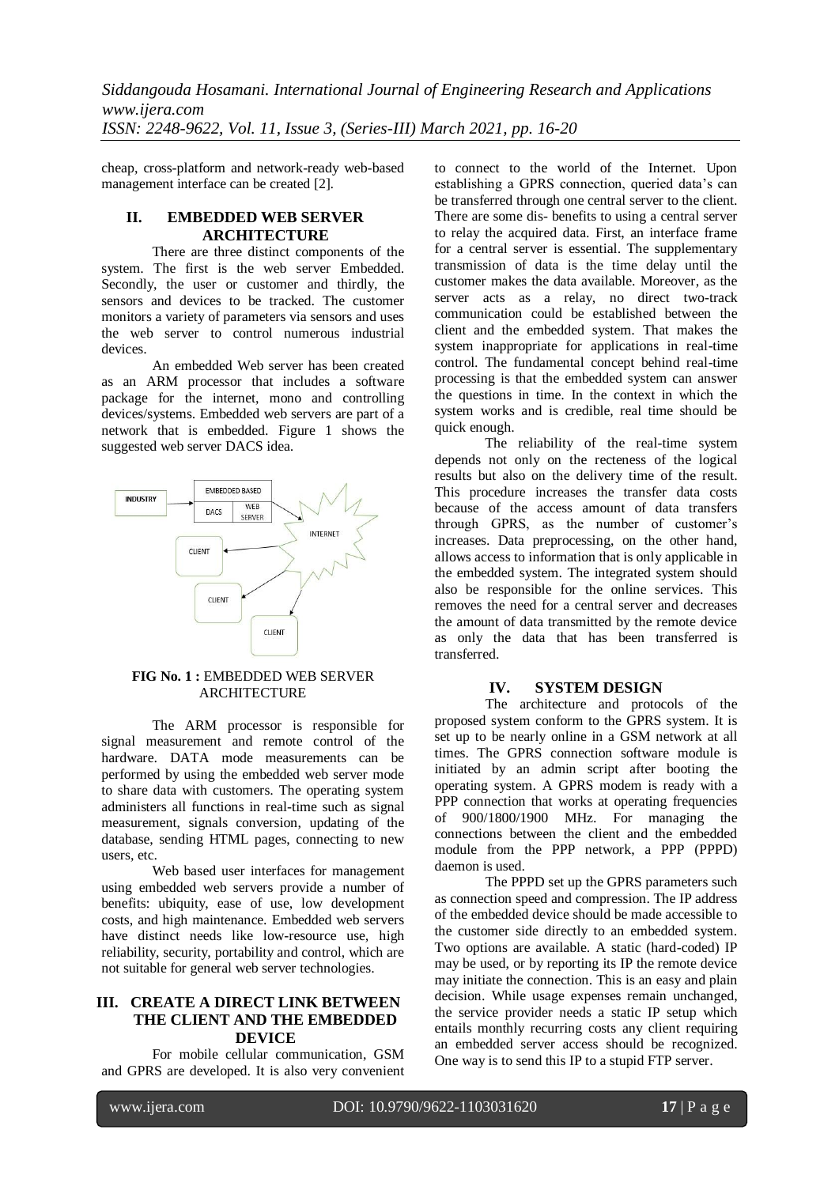cheap, cross-platform and network-ready web-based management interface can be created [2].

## II. EMBEDDED WEB SERVER ARCHITECTURE

There are three distinct components of the system. The first is the web server Embedded. Secondly, the user or customer and thirdly, the sensors and devices to be tracked. The customer monitors a variety of parameters via sensors and uses the web server to control numerous industrial devices.

An embedded Web server has been created as an ARM processor that includes a software package for the internet, mono and controlling devices/systems. Embedded web servers are part of a network that is embedded. Figure 1 shows the suggested web server DACS idea.

**FIG No. 1 :** EMBEDDED WEB SERVER ARCHITECTURE

The ARM processor is responsible for signal measurement and remote control of the hardware. DATA mode measurements can be performed by using the embedded web server mode to share data with customers. The operating system administers all functions in real-time such as signal measurement, signals conversion, updating of the database, sending HTML pages, connecting to new users, etc.

Web based user interfaces for management using embedded web servers provide a number of benefits: ubiquity, ease of use, low development costs, and high maintenance. Embedded web servers have distinct needs like low-resource use, high reliability, security, portability and control, which are not suitable for general web server technologies.

## III. CREATE A DIRECT LINK BETWEEN THE CLIENT AND THE EMBEDDED DEVICE

For mobile cellular communication, GSM and GPRS are developed. It is also very convenient to connect to the world of the Internet. Upon establishing a GPRS connection, queried data's can be transferred through one central server to the client. There are some dis- benefits to using a central server to relay the acquired data. First, an interface frame for a central server is essential. The supplementary transmission of data is the time delay until the customer makes the data available. Moreover, as the server acts as a relay, no direct two-track communication could be established between the client and the embedded system. That makes the system inappropriate for applications in real-time control. The fundamental concept behind real-time processing is that the embedded system can answer the questions in time. In the context in which the system works and is credible, real time should be quick enough.

The reliability of the real-time system depends not only on the recteness of the logical results but also on the delivery time of the result. This procedure increases the transfer data costs because of the access amount of data transfers through GPRS, as the number of customer's increases. Data preprocessing, on the other hand, allows access to information that is only applicable in the embedded system. The integrated system should also be responsible for the online services. This removes the need for a central server and decreases the amount of data transmitted by the remote device as only the data that has been transferred is transferred.

## IV. SYSTEM DESIGN

The architecture and protocols of the proposed system conform to the GPRS system. It is set up to be nearly online in a GSM network at all times. The GPRS connection software module is initiated by an admin script after booting the operating system. A GPRS modem is ready with a PPP connection that works at operating frequencies of 900/1800/1900 MHz. For managing the connections between the client and the embedded module from the PPP network, a PPP (PPPD) daemon is used.

The PPPD set up the GPRS parameters such as connection speed and compression. The IP address of the embedded device should be made accessible to the customer side directly to an embedded system. Two options are available. A static (hard-coded) IP may be used, or by reporting its IP the remote device may initiate the connection. This is an easy and plain decision. While usage expenses remain unchanged, the service provider needs a static IP setup which entails monthly recurring costs any client requiring an embedded server access should be recognized. One way is to send this IP to a stupid FTP server.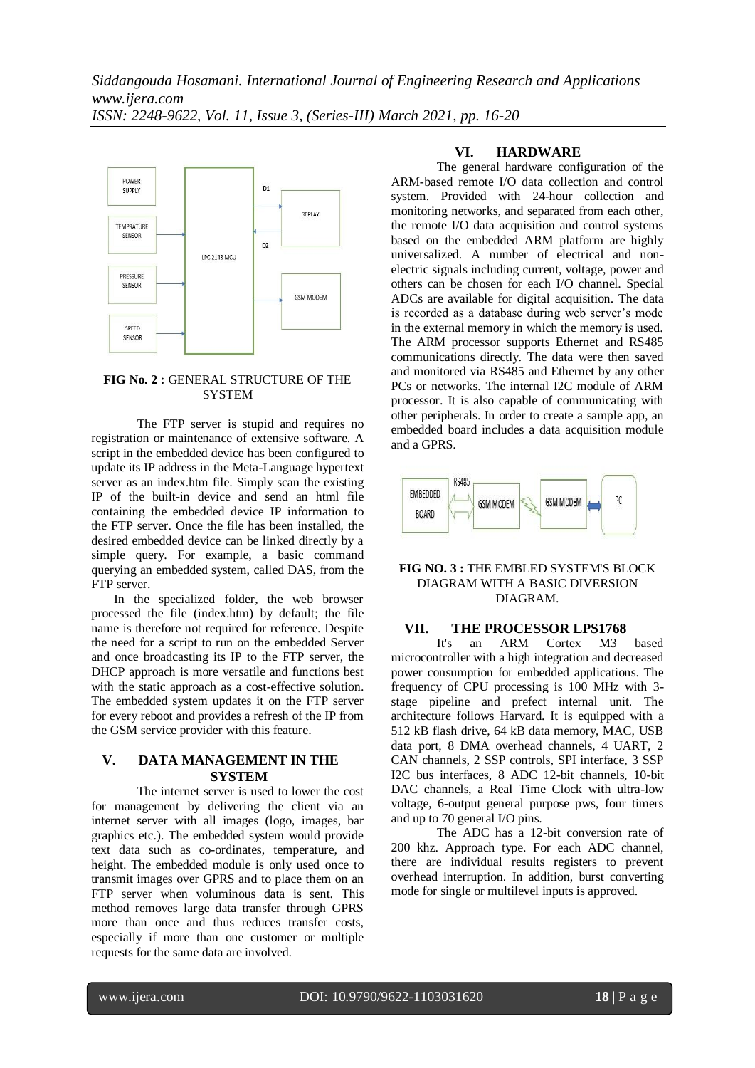**FIG No. 2 :** GENERAL STRUCTURE OF THE SYSTEM

The FTP server is stupid and requires no registration or maintenance of extensive software. A script in the embedded device has been configured to update its IP address in the Meta-Language hypertext server as an index.htm file. Simply scan the existing IP of the built-in device and send an html file containing the embedded device IP information to the FTP server. Once the file has been installed, the desired embedded device can be linked directly by a simple query. For example, a basic command querying an embedded system, called DAS, from the FTP server.

In the specialized folder, the web browser processed the file (index.htm) by default; the file name is therefore not required for reference. Despite the need for a script to run on the embedded Server and once broadcasting its IP to the FTP server, the DHCP approach is more versatile and functions best with the static approach as a cost-effective solution. The embedded system updates it on the FTP server for every reboot and provides a refresh of the IP from the GSM service provider with this feature.

## V. DATA MANAGEMENT IN THE SYSTEM

The internet server is used to lower the cost for management by delivering the client via an internet server with all images (logo, images, bar graphics etc.). The embedded system would provide text data such as co-ordinates, temperature, and height. The embedded module is only used once to transmit images over GPRS and to place them on an FTP server when voluminous data is sent. This method removes large data transfer through GPRS more than once and thus reduces transfer costs, especially if more than one customer or multiple requests for the same data are involved.

## VI. HARDWARE

The general hardware configuration of the ARM-based remote I/O data collection and control system. Provided with 24-hour collection and monitoring networks, and separated from each other, the remote I/O data acquisition and control systems based on the embedded ARM platform are highly universalized. A number of electrical and non-electric signals including current, voltage, power and others can be chosen for each I/O channel. Special ADCs are available for digital acquisition. The data is recorded as a database during web server's mode in the external memory in which the memory is used. The ARM processor supports Ethernet and RS485 communications directly. The data were then saved and monitored via RS485 and Ethernet by any other PCs or networks. The internal I2C module of ARM processor. It is also capable of communicating with other peripherals. In order to create a sample app, an embedded board includes a data acquisition module and a GPRS.

**FIG NO. 3 :** THE EMBLED SYSTEM'S BLOCK DIAGRAM WITH A BASIC DIVERSION DIAGRAM.

## VII. THE PROCESSOR LPS1768

It's an ARM Cortex M3 based microcontroller with a high integration and decreased power consumption for embedded applications. The frequency of CPU processing is 100 MHz with 3-stage pipeline and prefect internal unit. The architecture follows Harvard. It is equipped with a 512 kB flash drive, 64 kB data memory, MAC, USB data port, 8 DMA overhead channels, 4 UART, 2 CAN channels, 2 SSP controls, SPI interface, 3 SSP I2C bus interfaces, 8 ADC 12-bit channels, 10-bit DAC channels, a Real Time Clock with ultra-low voltage, 6-output general purpose pws, four timers and up to 70 general I/O pins.

The ADC has a 12-bit conversion rate of 200 khz. Approach type. For each ADC channel, there are individual results registers to prevent overhead interruption. In addition, burst converting mode for single or multilevel inputs is approved.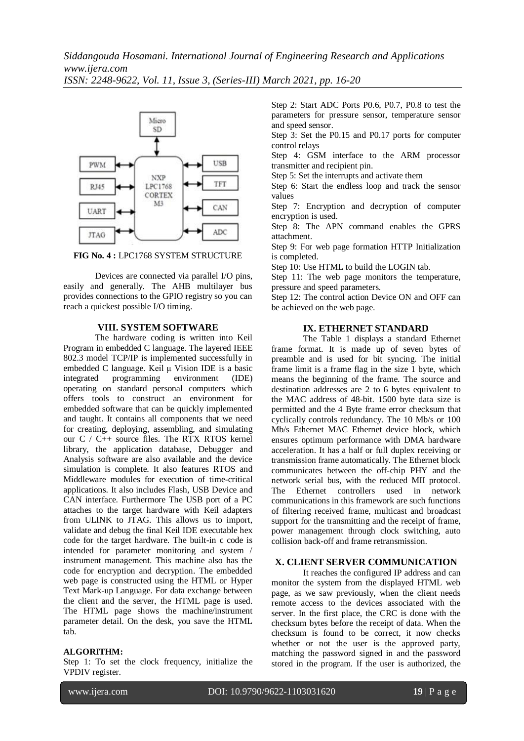FIG No. 4 : LPC1768 SYSTEM STRUCTURE

Devices are connected via parallel I/O pins, easily and generally. The AHB multilayer bus provides connections to the GPIO registry so you can reach a quickest possible I/O timing.

## VIII. SYSTEM SOFTWARE

The hardware coding is written into Keil Program in embedded C language. The layered IEEE 802.3 model TCP/IP is implemented successfully in embedded C language. Keil µ Vision IDE is a basic integrated programming environment (IDE) operating on standard personal computers which offers tools to construct an environment for embedded software that can be quickly implemented and taught. It contains all components that we need for creating, deploying, assembling, and simulating our C / C++ source files. The RTX RTOS kernel library, the application database, Debugger and Analysis software are also available and the device simulation is complete. It also features RTOS and Middleware modules for execution of time-critical applications. It also includes Flash, USB Device and CAN interface. Furthermore The USB port of a PC attaches to the target hardware with Keil adapters from ULINK to JTAG. This allows us to import, validate and debug the final Keil IDE executable hex code for the target hardware. The built-in c code is intended for parameter monitoring and system / instrument management. This machine also has the code for encryption and decryption. The embedded web page is constructed using the HTML or Hyper Text Mark-up Language. For data exchange between the client and the server, the HTML page is used. The HTML page shows the machine/instrument parameter detail. On the desk, you save the HTML tab.

**ALGORITHM:**

Step 1: To set the clock frequency, initialize the VPDIV register.

Step 2: Start ADC Ports P0.6, P0.7, P0.8 to test the parameters for pressure sensor, temperature sensor and speed sensor.

Step 3: Set the P0.15 and P0.17 ports for computer control relays

Step 4: GSM interface to the ARM processor transmitter and recipient pin.

Step 5: Set the interrupts and activate them

Step 6: Start the endless loop and track the sensor values

Step 7: Encryption and decryption of computer encryption is used.

Step 8: The APN command enables the GPRS attachment.

Step 9: For web page formation HTTP Initialization is completed.

Step 10: Use HTML to build the LOGIN tab.

Step 11: The web page monitors the temperature, pressure and speed parameters.

Step 12: The control action Device ON and OFF can be achieved on the web page.

## IX. ETHERNET STANDARD

The Table 1 displays a standard Ethernet frame format. It is made up of seven bytes of preamble and is used for bit syncing. The initial frame limit is a frame flag in the size 1 byte, which means the beginning of the frame. The source and destination addresses are 2 to 6 bytes equivalent to the MAC address of 48-bit. 1500 byte data size is permitted and the 4 Byte frame error checksum that cyclically controls redundancy. The 10 Mb/s or 100 Mb/s Ethernet MAC Ethernet device block, which ensures optimum performance with DMA hardware acceleration. It has a half or full duplex receiving or transmission frame automatically. The Ethernet block communicates between the off-chip PHY and the network serial bus, with the reduced MII protocol. The Ethernet controllers used in network communications in this framework are such functions of filtering received frame, multicast and broadcast support for the transmitting and the receipt of frame, power management through clock switching, auto collision back-off and frame retransmission.

## X. CLIENT SERVER COMMUNICATION

It reaches the configured IP address and can monitor the system from the displayed HTML web page, as we saw previously, when the client needs remote access to the devices associated with the server. In the first place, the CRC is done with the checksum bytes before the receipt of data. When the checksum is found to be correct, it now checks whether or not the user is the approved party, matching the password signed in and the password stored in the program. If the user is authorized, the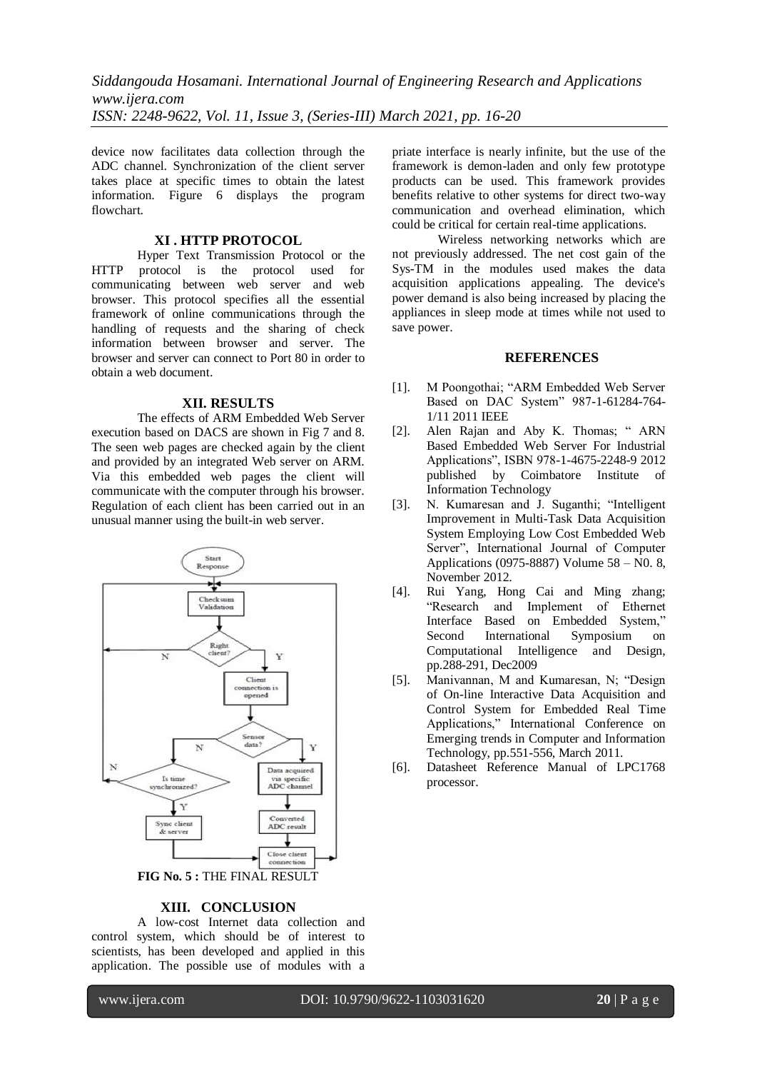device now facilitates data collection through the ADC channel. Synchronization of the client server takes place at specific times to obtain the latest information. Figure 6 displays the program flowchart.

## XI . HTTP PROTOCOL

Hyper Text Transmission Protocol or the HTTP protocol is the protocol used for communicating between web server and web browser. This protocol specifies all the essential framework of online communications through the handling of requests and the sharing of check information between browser and server. The browser and server can connect to Port 80 in order to obtain a web document.

## XII. RESULTS

The effects of ARM Embedded Web Server execution based on DACS are shown in Fig 7 and 8. The seen web pages are checked again by the client and provided by an integrated Web server on ARM. Via this embedded web pages the client will communicate with the computer through his browser. Regulation of each client has been carried out in an unusual manner using the built-in web server.

Start Response

Check sum Validation

Right client?

N

Y

Client connection is opened

Sensor data?

N

Y

N

Is time synchronized?

Data acquired via specific ADC channel

Y

Sync client & server

Converted ADC result

Close client connection

**FIG No. 5 :** THE FINAL RESULT

## XIII. CONCLUSION

A low-cost Internet data collection and control system, which should be of interest to scientists, has been developed and applied in this application. The possible use of modules with a priate interface is nearly infinite, but the use of the framework is demon-laden and only few prototype products can be used. This framework provides benefits relative to other systems for direct two-way communication and overhead elimination, which could be critical for certain real-time applications.

Wireless networking networks which are not previously addressed. The net cost gain of the Sys-TM in the modules used makes the data acquisition applications appealing. The device's power demand is also being increased by placing the appliances in sleep mode at times while not used to save power.

## REFERENCES

[1]. M Poongothai; "ARM Embedded Web Server Based on DAC System" 987-1-61284-764-1/11 2011 IEEE

[2]. Alen Rajan and Aby K. Thomas; " ARN Based Embedded Web Server For Industrial Applications", ISBN 978-1-4675-2248-9 2012 published by Coimbatore Institute of Information Technology

[3]. N. Kumaresan and J. Suganthi; "Intelligent Improvement in Multi-Task Data Acquisition System Employing Low Cost Embedded Web Server", International Journal of Computer Applications (0975-8887) Volume 58 – N0. 8, November 2012.

[4]. Rui Yang, Hong Cai and Ming zhang; "Research and Implement of Ethernet Interface Based on Embedded System," Second International Symposium on Computational Intelligence and Design, pp.288-291, Dec2009

[5]. Manivannan, M and Kumaresan, N; "Design of On-line Interactive Data Acquisition and Control System for Embedded Real Time Applications," International Conference on Emerging trends in Computer and Information Technology, pp.551-556, March 2011.

[6]. Datasheet Reference Manual of LPC1768 processor.